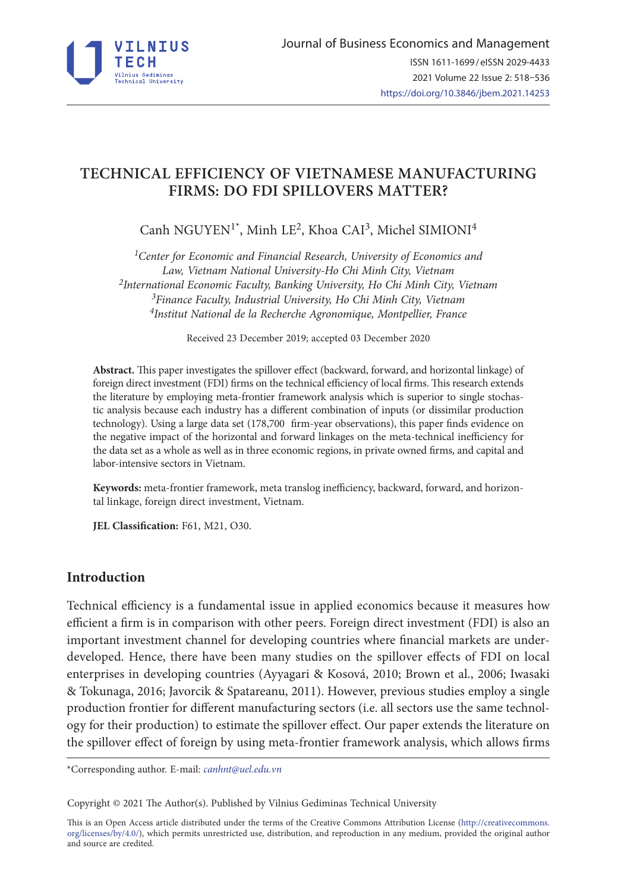# TECHNICAL EFFICIENCY OF VIETNAMESE MANUFACTURING FIRMS: DO FDI SPILLOVERS MATTER?

Canh NGUYEN[1*], Minh LE[2], Khoa CAI[3], Michel SIMIONI[4]

[1]*Center for Economic and Financial Research, University of Economics and Law, Vietnam National University-Ho Chi Minh City, Vietnam*
[2]*International Economic Faculty, Banking University, Ho Chi Minh City, Vietnam*
[3]*Finance Faculty, Industrial University, Ho Chi Minh City, Vietnam*
[4]*Institut National de la Recherche Agronomique, Montpellier, France*

Received 23 December 2019; accepted 03 December 2020

**Abstract.** This paper investigates the spillover effect (backward, forward, and horizontal linkage) of foreign direct investment (FDI) firms on the technical efficiency of local firms. This research extends the literature by employing meta-frontier framework analysis which is superior to single stochastic analysis because each industry has a different combination of inputs (or dissimilar production technology). Using a large data set (178,700 firm-year observations), this paper finds evidence on the negative impact of the horizontal and forward linkages on the meta-technical inefficiency for the data set as a whole as well as in three economic regions, in private owned firms, and capital and labor-intensive sectors in Vietnam.

**Keywords:** meta-frontier framework, meta translog inefficiency, backward, forward, and horizontal linkage, foreign direct investment, Vietnam.

**JEL Classification:** F61, M21, O30.

## Introduction

Technical efficiency is a fundamental issue in applied economics because it measures how efficient a firm is in comparison with other peers. Foreign direct investment (FDI) is also an important investment channel for developing countries where financial markets are underdeveloped. Hence, there have been many studies on the spillover effects of FDI on local enterprises in developing countries (Ayyagari & Kosová, 2010; Brown et al., 2006; Iwasaki & Tokunaga, 2016; Javorcik & Spatareanu, 2011). However, previous studies employ a single production frontier for different manufacturing sectors (i.e. all sectors use the same technology for their production) to estimate the spillover effect. Our paper extends the literature on the spillover effect of foreign by using meta-frontier framework analysis, which allows firms

*Corresponding author. E-mail: *canhnt@uel.edu.vn*

Copyright © 2021 The Author(s). Published by Vilnius Gediminas Technical University

This is an Open Access article distributed under the terms of the Creative Commons Attribution License (http://creativecommons.org/licenses/by/4.0/), which permits unrestricted use, distribution, and reproduction in any medium, provided the original author and source are credited.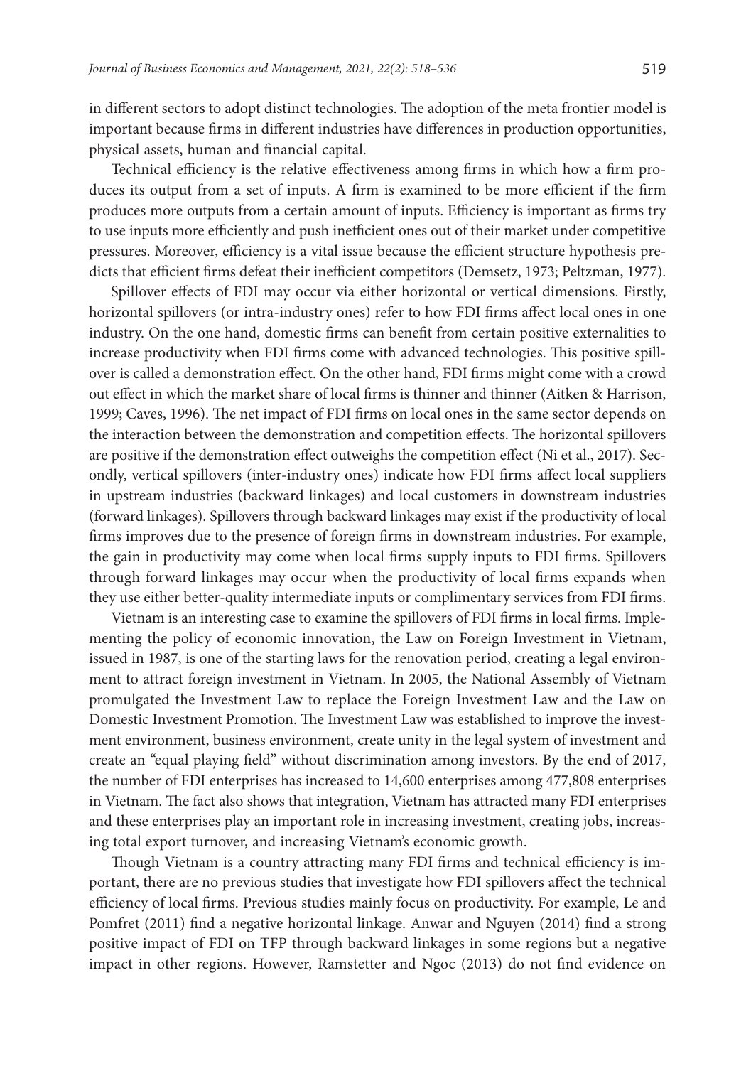in different sectors to adopt distinct technologies. The adoption of the meta frontier model is important because firms in different industries have differences in production opportunities, physical assets, human and financial capital.

Technical efficiency is the relative effectiveness among firms in which how a firm produces its output from a set of inputs. A firm is examined to be more efficient if the firm produces more outputs from a certain amount of inputs. Efficiency is important as firms try to use inputs more efficiently and push inefficient ones out of their market under competitive pressures. Moreover, efficiency is a vital issue because the efficient structure hypothesis predicts that efficient firms defeat their inefficient competitors (Demsetz, 1973; Peltzman, 1977).

Spillover effects of FDI may occur via either horizontal or vertical dimensions. Firstly, horizontal spillovers (or intra-industry ones) refer to how FDI firms affect local ones in one industry. On the one hand, domestic firms can benefit from certain positive externalities to increase productivity when FDI firms come with advanced technologies. This positive spillover is called a demonstration effect. On the other hand, FDI firms might come with a crowd out effect in which the market share of local firms is thinner and thinner (Aitken & Harrison, 1999; Caves, 1996). The net impact of FDI firms on local ones in the same sector depends on the interaction between the demonstration and competition effects. The horizontal spillovers are positive if the demonstration effect outweighs the competition effect (Ni et al., 2017). Secondly, vertical spillovers (inter-industry ones) indicate how FDI firms affect local suppliers in upstream industries (backward linkages) and local customers in downstream industries (forward linkages). Spillovers through backward linkages may exist if the productivity of local firms improves due to the presence of foreign firms in downstream industries. For example, the gain in productivity may come when local firms supply inputs to FDI firms. Spillovers through forward linkages may occur when the productivity of local firms expands when they use either better-quality intermediate inputs or complimentary services from FDI firms.

Vietnam is an interesting case to examine the spillovers of FDI firms in local firms. Implementing the policy of economic innovation, the Law on Foreign Investment in Vietnam, issued in 1987, is one of the starting laws for the renovation period, creating a legal environment to attract foreign investment in Vietnam. In 2005, the National Assembly of Vietnam promulgated the Investment Law to replace the Foreign Investment Law and the Law on Domestic Investment Promotion. The Investment Law was established to improve the investment environment, business environment, create unity in the legal system of investment and create an "equal playing field" without discrimination among investors. By the end of 2017, the number of FDI enterprises has increased to 14,600 enterprises among 477,808 enterprises in Vietnam. The fact also shows that integration, Vietnam has attracted many FDI enterprises and these enterprises play an important role in increasing investment, creating jobs, increasing total export turnover, and increasing Vietnam's economic growth.

Though Vietnam is a country attracting many FDI firms and technical efficiency is important, there are no previous studies that investigate how FDI spillovers affect the technical efficiency of local firms. Previous studies mainly focus on productivity. For example, Le and Pomfret (2011) find a negative horizontal linkage. Anwar and Nguyen (2014) find a strong positive impact of FDI on TFP through backward linkages in some regions but a negative impact in other regions. However, Ramstetter and Ngoc (2013) do not find evidence on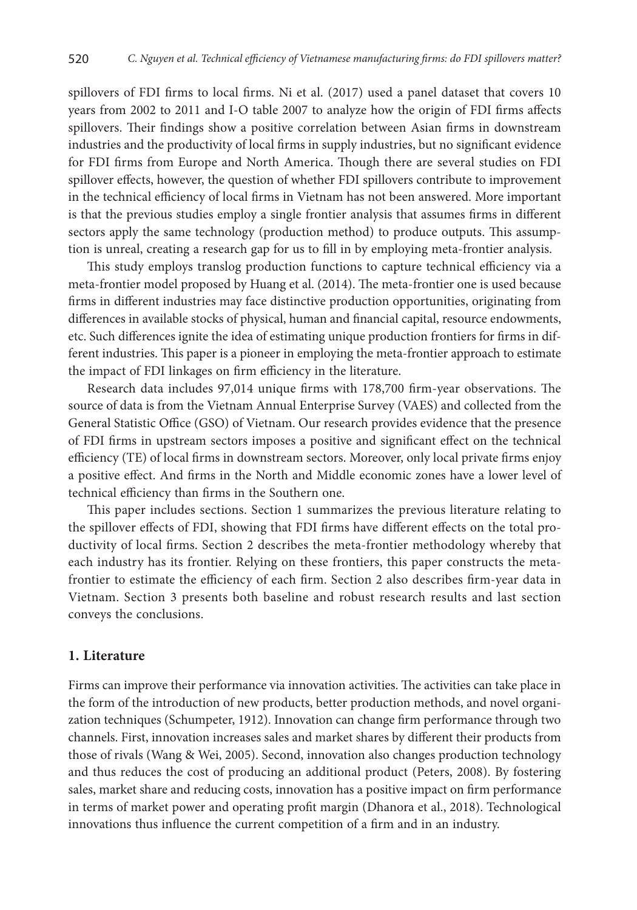spillovers of FDI firms to local firms. Ni et al. (2017) used a panel dataset that covers 10 years from 2002 to 2011 and I-O table 2007 to analyze how the origin of FDI firms affects spillovers. Their findings show a positive correlation between Asian firms in downstream industries and the productivity of local firms in supply industries, but no significant evidence for FDI firms from Europe and North America. Though there are several studies on FDI spillover effects, however, the question of whether FDI spillovers contribute to improvement in the technical efficiency of local firms in Vietnam has not been answered. More important is that the previous studies employ a single frontier analysis that assumes firms in different sectors apply the same technology (production method) to produce outputs. This assumption is unreal, creating a research gap for us to fill in by employing meta-frontier analysis.

This study employs translog production functions to capture technical efficiency via a meta-frontier model proposed by Huang et al. (2014). The meta-frontier one is used because firms in different industries may face distinctive production opportunities, originating from differences in available stocks of physical, human and financial capital, resource endowments, etc. Such differences ignite the idea of estimating unique production frontiers for firms in different industries. This paper is a pioneer in employing the meta-frontier approach to estimate the impact of FDI linkages on firm efficiency in the literature.

Research data includes 97,014 unique firms with 178,700 firm-year observations. The source of data is from the Vietnam Annual Enterprise Survey (VAES) and collected from the General Statistic Office (GSO) of Vietnam. Our research provides evidence that the presence of FDI firms in upstream sectors imposes a positive and significant effect on the technical efficiency (TE) of local firms in downstream sectors. Moreover, only local private firms enjoy a positive effect. And firms in the North and Middle economic zones have a lower level of technical efficiency than firms in the Southern one.

This paper includes sections. Section 1 summarizes the previous literature relating to the spillover effects of FDI, showing that FDI firms have different effects on the total productivity of local firms. Section 2 describes the meta-frontier methodology whereby that each industry has its frontier. Relying on these frontiers, this paper constructs the meta-frontier to estimate the efficiency of each firm. Section 2 also describes firm-year data in Vietnam. Section 3 presents both baseline and robust research results and last section conveys the conclusions.

## 1. Literature

Firms can improve their performance via innovation activities. The activities can take place in the form of the introduction of new products, better production methods, and novel organization techniques (Schumpeter, 1912). Innovation can change firm performance through two channels. First, innovation increases sales and market shares by different their products from those of rivals (Wang & Wei, 2005). Second, innovation also changes production technology and thus reduces the cost of producing an additional product (Peters, 2008). By fostering sales, market share and reducing costs, innovation has a positive impact on firm performance in terms of market power and operating profit margin (Dhanora et al., 2018). Technological innovations thus influence the current competition of a firm and in an industry.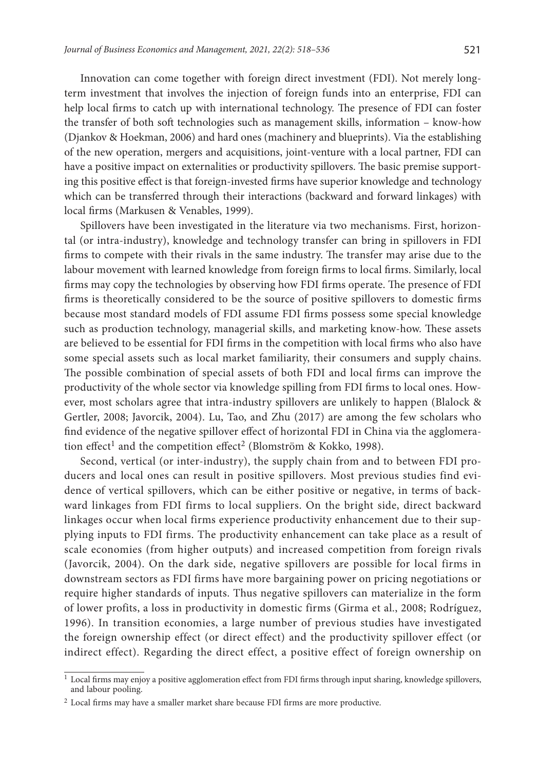Innovation can come together with foreign direct investment (FDI). Not merely long-term investment that involves the injection of foreign funds into an enterprise, FDI can help local firms to catch up with international technology. The presence of FDI can foster the transfer of both soft technologies such as management skills, information – know-how (Djankov & Hoekman, 2006) and hard ones (machinery and blueprints). Via the establishing of the new operation, mergers and acquisitions, joint-venture with a local partner, FDI can have a positive impact on externalities or productivity spillovers. The basic premise supporting this positive effect is that foreign-invested firms have superior knowledge and technology which can be transferred through their interactions (backward and forward linkages) with local firms (Markusen & Venables, 1999).

Spillovers have been investigated in the literature via two mechanisms. First, horizontal (or intra-industry), knowledge and technology transfer can bring in spillovers in FDI firms to compete with their rivals in the same industry. The transfer may arise due to the labour movement with learned knowledge from foreign firms to local firms. Similarly, local firms may copy the technologies by observing how FDI firms operate. The presence of FDI firms is theoretically considered to be the source of positive spillovers to domestic firms because most standard models of FDI assume FDI firms possess some special knowledge such as production technology, managerial skills, and marketing know-how. These assets are believed to be essential for FDI firms in the competition with local firms who also have some special assets such as local market familiarity, their consumers and supply chains. The possible combination of special assets of both FDI and local firms can improve the productivity of the whole sector via knowledge spilling from FDI firms to local ones. However, most scholars agree that intra-industry spillovers are unlikely to happen (Blalock & Gertler, 2008; Javorcik, 2004). Lu, Tao, and Zhu (2017) are among the few scholars who find evidence of the negative spillover effect of horizontal FDI in China via the agglomeration effect[1] and the competition effect[2] (Blomström & Kokko, 1998).

Second, vertical (or inter-industry), the supply chain from and to between FDI producers and local ones can result in positive spillovers. Most previous studies find evidence of vertical spillovers, which can be either positive or negative, in terms of backward linkages from FDI firms to local suppliers. On the bright side, direct backward linkages occur when local firms experience productivity enhancement due to their supplying inputs to FDI firms. The productivity enhancement can take place as a result of scale economies (from higher outputs) and increased competition from foreign rivals (Javorcik, 2004). On the dark side, negative spillovers are possible for local firms in downstream sectors as FDI firms have more bargaining power on pricing negotiations or require higher standards of inputs. Thus negative spillovers can materialize in the form of lower profits, a loss in productivity in domestic firms (Girma et al., 2008; Rodríguez, 1996). In transition economies, a large number of previous studies have investigated the foreign ownership effect (or direct effect) and the productivity spillover effect (or indirect effect). Regarding the direct effect, a positive effect of foreign ownership on

---

[1] Local firms may enjoy a positive agglomeration effect from FDI firms through input sharing, knowledge spillovers, and labour pooling.

[2] Local firms may have a smaller market share because FDI firms are more productive.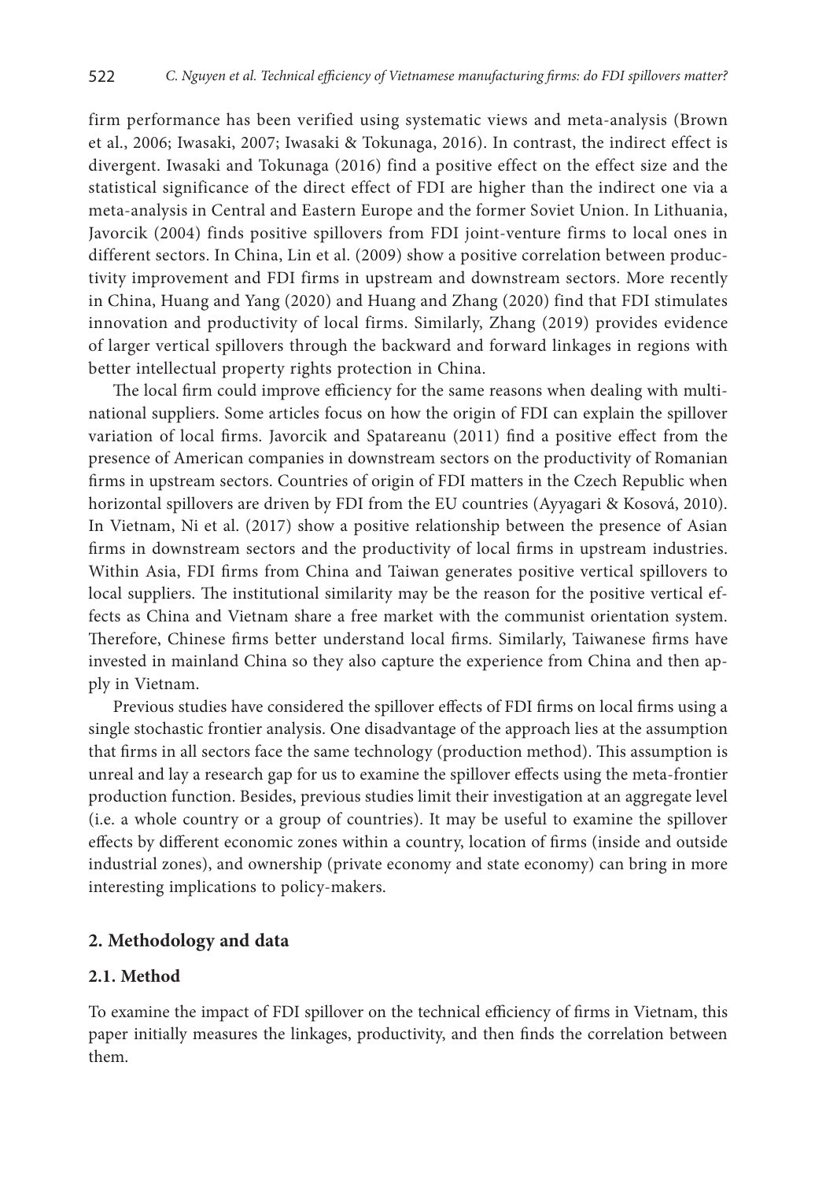firm performance has been verified using systematic views and meta-analysis (Brown et al., 2006; Iwasaki, 2007; Iwasaki & Tokunaga, 2016). In contrast, the indirect effect is divergent. Iwasaki and Tokunaga (2016) find a positive effect on the effect size and the statistical significance of the direct effect of FDI are higher than the indirect one via a meta-analysis in Central and Eastern Europe and the former Soviet Union. In Lithuania, Javorcik (2004) finds positive spillovers from FDI joint-venture firms to local ones in different sectors. In China, Lin et al. (2009) show a positive correlation between productivity improvement and FDI firms in upstream and downstream sectors. More recently in China, Huang and Yang (2020) and Huang and Zhang (2020) find that FDI stimulates innovation and productivity of local firms. Similarly, Zhang (2019) provides evidence of larger vertical spillovers through the backward and forward linkages in regions with better intellectual property rights protection in China.

The local firm could improve efficiency for the same reasons when dealing with multinational suppliers. Some articles focus on how the origin of FDI can explain the spillover variation of local firms. Javorcik and Spatareanu (2011) find a positive effect from the presence of American companies in downstream sectors on the productivity of Romanian firms in upstream sectors. Countries of origin of FDI matters in the Czech Republic when horizontal spillovers are driven by FDI from the EU countries (Ayyagari & Kosová, 2010). In Vietnam, Ni et al. (2017) show a positive relationship between the presence of Asian firms in downstream sectors and the productivity of local firms in upstream industries. Within Asia, FDI firms from China and Taiwan generates positive vertical spillovers to local suppliers. The institutional similarity may be the reason for the positive vertical effects as China and Vietnam share a free market with the communist orientation system. Therefore, Chinese firms better understand local firms. Similarly, Taiwanese firms have invested in mainland China so they also capture the experience from China and then apply in Vietnam.

Previous studies have considered the spillover effects of FDI firms on local firms using a single stochastic frontier analysis. One disadvantage of the approach lies at the assumption that firms in all sectors face the same technology (production method). This assumption is unreal and lay a research gap for us to examine the spillover effects using the meta-frontier production function. Besides, previous studies limit their investigation at an aggregate level (i.e. a whole country or a group of countries). It may be useful to examine the spillover effects by different economic zones within a country, location of firms (inside and outside industrial zones), and ownership (private economy and state economy) can bring in more interesting implications to policy-makers.

## 2. Methodology and data

### 2.1. Method

To examine the impact of FDI spillover on the technical efficiency of firms in Vietnam, this paper initially measures the linkages, productivity, and then finds the correlation between them.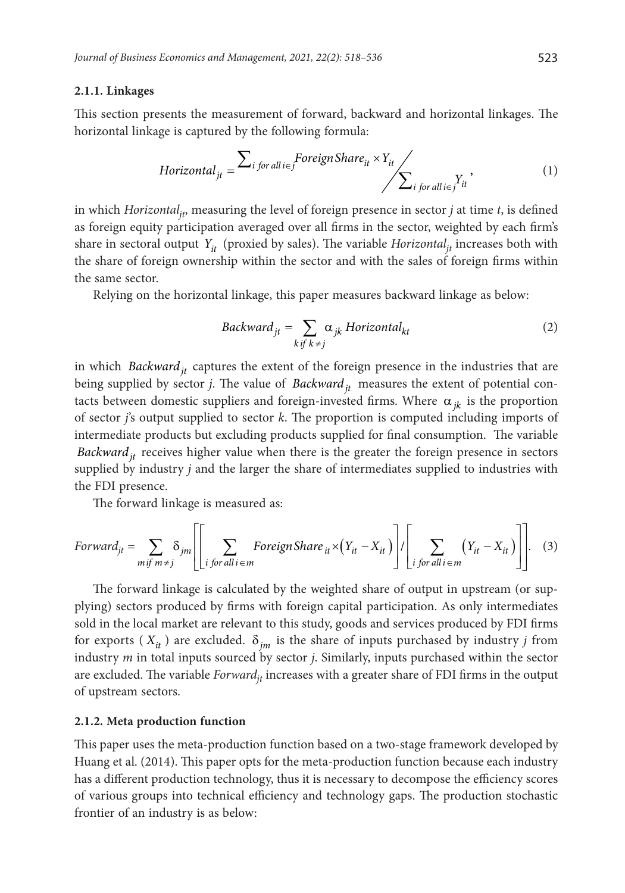#### 2.1.1. Linkages

This section presents the measurement of forward, backward and horizontal linkages. The horizontal linkage is captured by the following formula:

$$Horizontal_{jt} = \sum_{i \text{ for all } i \in j} ForeignShare_{it} \times Y_{it} \Big/ \sum_{i \text{ for all } i \in j} Y_{it}, \tag{1}$$

in which $Horizontal_{jt}$, measuring the level of foreign presence in sector $j$ at time $t$, is defined as foreign equity participation averaged over all firms in the sector, weighted by each firm's share in sectoral output $Y_{it}$ (proxied by sales). The variable $Horizontal_{jt}$ increases both with the share of foreign ownership within the sector and with the sales of foreign firms within the same sector.

Relying on the horizontal linkage, this paper measures backward linkage as below:

$$Backward_{jt} = \sum_{k \text{ if } k \neq j} \alpha_{jk} \, Horizontal_{kt} \tag{2}$$

in which $Backward_{jt}$ captures the extent of the foreign presence in the industries that are being supplied by sector $j$. The value of $Backward_{jt}$ measures the extent of potential contacts between domestic suppliers and foreign-invested firms. Where $\alpha_{jk}$ is the proportion of sector $j$'s output supplied to sector $k$. The proportion is computed including imports of intermediate products but excluding products supplied for final consumption. The variable $Backward_{jt}$ receives higher value when there is the greater the foreign presence in sectors supplied by industry $j$ and the larger the share of intermediates supplied to industries with the FDI presence.

The forward linkage is measured as:

$$Forward_{jt} = \sum_{m \text{ if } m \neq j} \delta_{jm} \left[ \left[ \sum_{i \text{ for all } i \in m} ForeignShare_{it} \times \left( Y_{it} - X_{it} \right) \right] / \left[ \sum_{i \text{ for all } i \in m} \left( Y_{it} - X_{it} \right) \right] \right]. \tag{3}$$

The forward linkage is calculated by the weighted share of output in upstream (or supplying) sectors produced by firms with foreign capital participation. As only intermediates sold in the local market are relevant to this study, goods and services produced by FDI firms for exports ($X_{it}$) are excluded. $\delta_{jm}$ is the share of inputs purchased by industry $j$ from industry $m$ in total inputs sourced by sector $j$. Similarly, inputs purchased within the sector are excluded. The variable $Forward_{jt}$ increases with a greater share of FDI firms in the output of upstream sectors.

#### 2.1.2. Meta production function

This paper uses the meta-production function based on a two-stage framework developed by Huang et al. (2014). This paper opts for the meta-production function because each industry has a different production technology, thus it is necessary to decompose the efficiency scores of various groups into technical efficiency and technology gaps. The production stochastic frontier of an industry is as below: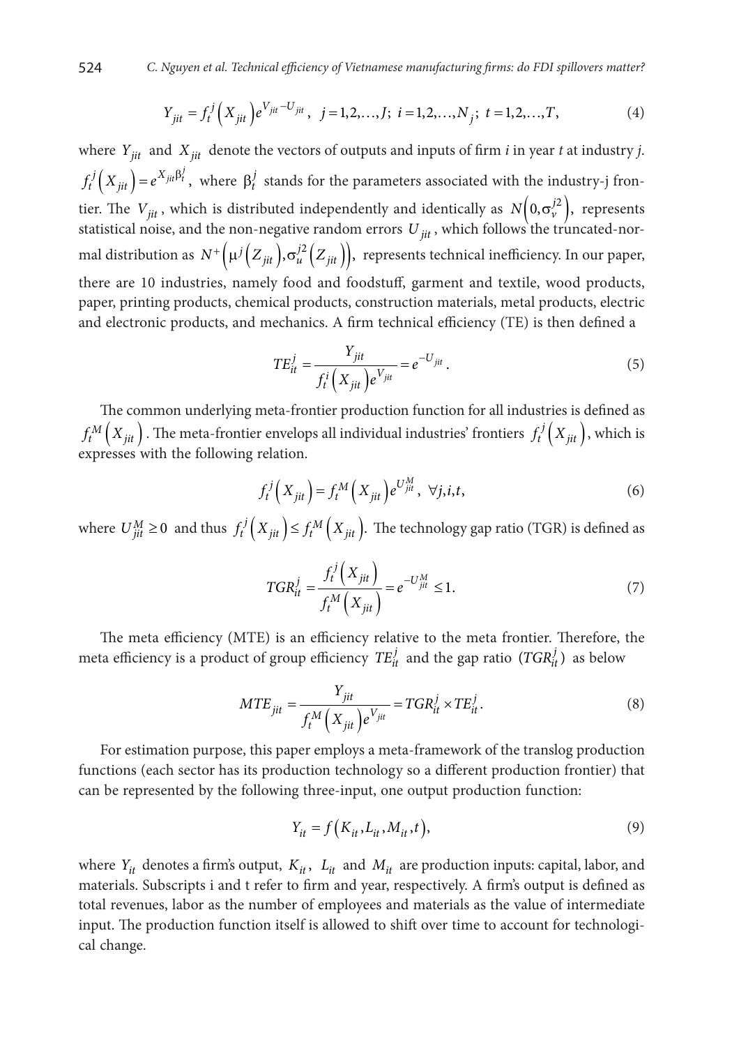$$Y_{jit} = f_t^j\left(X_{jit}\right)e^{V_{jit} - U_{jit}}, \quad j = 1,2,\ldots,J; \; i = 1,2,\ldots,N_j; \; t = 1,2,\ldots,T, \tag{4}$$

where $Y_{jit}$ and $X_{jit}$ denote the vectors of outputs and inputs of firm *i* in year *t* at industry *j*. $f_t^j\left(X_{jit}\right) = e^{X_{jit}\beta_t^j}$, where $\beta_t^j$ stands for the parameters associated with the industry-j frontier. The $V_{jit}$, which is distributed independently and identically as $N\left(0, \sigma_v^{j2}\right)$, represents statistical noise, and the non-negative random errors $U_{jit}$, which follows the truncated-normal distribution as $N^+\left(\mu^j\left(Z_{jit}\right), \sigma_u^{j2}\left(Z_{jit}\right)\right)$, represents technical inefficiency. In our paper, there are 10 industries, namely food and foodstuff, garment and textile, wood products, paper, printing products, chemical products, construction materials, metal products, electric and electronic products, and mechanics. A firm technical efficiency (TE) is then defined a

$$TE_{it}^j = \frac{Y_{jit}}{f_t^i\left(X_{jit}\right)e^{V_{jit}}} = e^{-U_{jit}}. \tag{5}$$

The common underlying meta-frontier production function for all industries is defined as $f_t^M\left(X_{jit}\right)$. The meta-frontier envelops all individual industries' frontiers $f_t^j\left(X_{jit}\right)$, which is expresses with the following relation.

$$f_t^j\left(X_{jit}\right) = f_t^M\left(X_{jit}\right)e^{U_{jit}^M}, \; \forall j,i,t, \tag{6}$$

where $U_{jit}^M \geq 0$ and thus $f_t^j\left(X_{jit}\right) \leq f_t^M\left(X_{jit}\right)$. The technology gap ratio (TGR) is defined as

$$TGR_{it}^j = \frac{f_t^j\left(X_{jit}\right)}{f_t^M\left(X_{jit}\right)} = e^{-U_{jit}^M} \leq 1. \tag{7}$$

The meta efficiency (MTE) is an efficiency relative to the meta frontier. Therefore, the meta efficiency is a product of group efficiency $TE_{it}^j$ and the gap ratio $(TGR_{it}^j)$ as below

$$MTE_{jit} = \frac{Y_{jit}}{f_t^M\left(X_{jit}\right)e^{V_{jit}}} = TGR_{it}^j \times TE_{it}^j. \tag{8}$$

For estimation purpose, this paper employs a meta-framework of the translog production functions (each sector has its production technology so a different production frontier) that can be represented by the following three-input, one output production function:

$$Y_{it} = f\left(K_{it}, L_{it}, M_{it}, t\right), \tag{9}$$

where $Y_{it}$ denotes a firm's output, $K_{it}$, $L_{it}$ and $M_{it}$ are production inputs: capital, labor, and materials. Subscripts i and t refer to firm and year, respectively. A firm's output is defined as total revenues, labor as the number of employees and materials as the value of intermediate input. The production function itself is allowed to shift over time to account for technological change.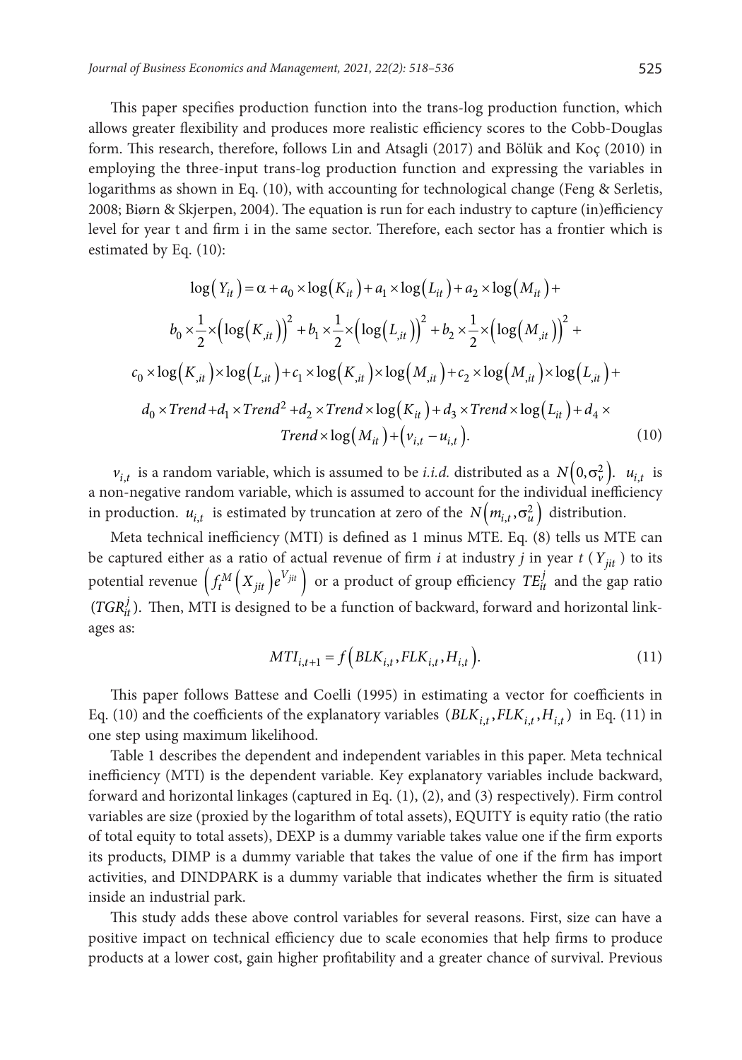This paper specifies production function into the trans-log production function, which allows greater flexibility and produces more realistic efficiency scores to the Cobb-Douglas form. This research, therefore, follows Lin and Atsagli (2017) and Bölük and Koç (2010) in employing the three-input trans-log production function and expressing the variables in logarithms as shown in Eq. (10), with accounting for technological change (Feng & Serletis, 2008; Biørn & Skjerpen, 2004). The equation is run for each industry to capture (in)efficiency level for year t and firm i in the same sector. Therefore, each sector has a frontier which is estimated by Eq. (10):

$$
\begin{aligned}
\log\left(Y_{it}\right) = {} & \alpha + a_0 \times \log\left(K_{it}\right) + a_1 \times \log\left(L_{it}\right) + a_2 \times \log\left(M_{it}\right) + \\
& b_0 \times \frac{1}{2} \times \left(\log\left(K_{,it}\right)\right)^2 + b_1 \times \frac{1}{2} \times \left(\log\left(L_{,it}\right)\right)^2 + b_2 \times \frac{1}{2} \times \left(\log\left(M_{,it}\right)\right)^2 + \\
& c_0 \times \log\left(K_{,it}\right) \times \log\left(L_{,it}\right) + c_1 \times \log\left(K_{,it}\right) \times \log\left(M_{,it}\right) + c_2 \times \log\left(M_{,it}\right) \times \log\left(L_{,it}\right) + \\
& d_0 \times Trend + d_1 \times Trend^2 + d_2 \times Trend \times \log\left(K_{it}\right) + d_3 \times Trend \times \log\left(L_{it}\right) + d_4 \times \\
& Trend \times \log\left(M_{it}\right) + \left(v_{i,t} - u_{i,t}\right).
\end{aligned} \tag{10}
$$

$v_{i,t}$ is a random variable, which is assumed to be *i.i.d.* distributed as a $N\left(0, \sigma_v^2\right)$. $u_{i,t}$ is a non-negative random variable, which is assumed to account for the individual inefficiency in production. $u_{i,t}$ is estimated by truncation at zero of the $N\left(m_{i,t}, \sigma_u^2\right)$ distribution.

Meta technical inefficiency (MTI) is defined as 1 minus MTE. Eq. (8) tells us MTE can be captured either as a ratio of actual revenue of firm *i* at industry *j* in year *t* ($Y_{jit}$) to its potential revenue $\left(f_t^M\left(X_{jit}\right)e^{V_{jit}}\right)$ or a product of group efficiency $TE_{it}^j$ and the gap ratio ($TGR_{it}^j$). Then, MTI is designed to be a function of backward, forward and horizontal linkages as:

$$
MTI_{i,t+1} = f\left(BLK_{i,t}, FLK_{i,t}, H_{i,t}\right). \tag{11}
$$

This paper follows Battese and Coelli (1995) in estimating a vector for coefficients in Eq. (10) and the coefficients of the explanatory variables ($BLK_{i,t}, FLK_{i,t}, H_{i,t}$) in Eq. (11) in one step using maximum likelihood.

Table 1 describes the dependent and independent variables in this paper. Meta technical inefficiency (MTI) is the dependent variable. Key explanatory variables include backward, forward and horizontal linkages (captured in Eq. (1), (2), and (3) respectively). Firm control variables are size (proxied by the logarithm of total assets), EQUITY is equity ratio (the ratio of total equity to total assets), DEXP is a dummy variable takes value one if the firm exports its products, DIMP is a dummy variable that takes the value of one if the firm has import activities, and DINDPARK is a dummy variable that indicates whether the firm is situated inside an industrial park.

This study adds these above control variables for several reasons. First, size can have a positive impact on technical efficiency due to scale economies that help firms to produce products at a lower cost, gain higher profitability and a greater chance of survival. Previous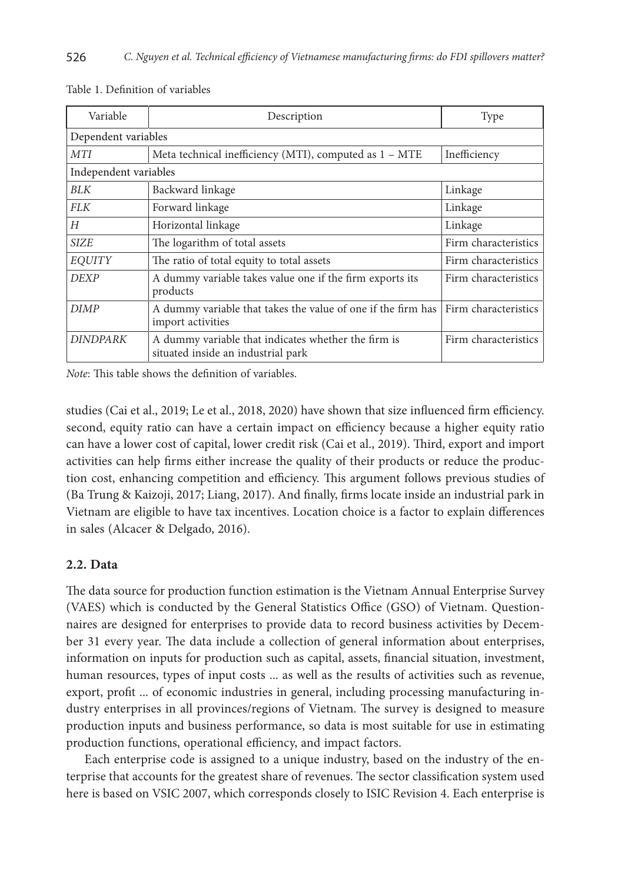Table 1. Definition of variables

| Variable | Description | Type |
|---|---|---|
| Dependent variables | | |
| *MTI* | Meta technical inefficiency (MTI), computed as 1 – MTE | Inefficiency |
| Independent variables | | |
| *BLK* | Backward linkage | Linkage |
| *FLK* | Forward linkage | Linkage |
| *H* | Horizontal linkage | Linkage |
| *SIZE* | The logarithm of total assets | Firm characteristics |
| *EQUITY* | The ratio of total equity to total assets | Firm characteristics |
| *DEXP* | A dummy variable takes value one if the firm exports its products | Firm characteristics |
| *DIMP* | A dummy variable that takes the value of one if the firm has import activities | Firm characteristics |
| *DINDPARK* | A dummy variable that indicates whether the firm is situated inside an industrial park | Firm characteristics |

*Note*: This table shows the definition of variables.

studies (Cai et al., 2019; Le et al., 2018, 2020) have shown that size influenced firm efficiency. second, equity ratio can have a certain impact on efficiency because a higher equity ratio can have a lower cost of capital, lower credit risk (Cai et al., 2019). Third, export and import activities can help firms either increase the quality of their products or reduce the production cost, enhancing competition and efficiency. This argument follows previous studies of (Ba Trung & Kaizoji, 2017; Liang, 2017). And finally, firms locate inside an industrial park in Vietnam are eligible to have tax incentives. Location choice is a factor to explain differences in sales (Alcacer & Delgado, 2016).

### 2.2. Data

The data source for production function estimation is the Vietnam Annual Enterprise Survey (VAES) which is conducted by the General Statistics Office (GSO) of Vietnam. Questionnaires are designed for enterprises to provide data to record business activities by December 31 every year. The data include a collection of general information about enterprises, information on inputs for production such as capital, assets, financial situation, investment, human resources, types of input costs ... as well as the results of activities such as revenue, export, profit ... of economic industries in general, including processing manufacturing industry enterprises in all provinces/regions of Vietnam. The survey is designed to measure production inputs and business performance, so data is most suitable for use in estimating production functions, operational efficiency, and impact factors.

Each enterprise code is assigned to a unique industry, based on the industry of the enterprise that accounts for the greatest share of revenues. The sector classification system used here is based on VSIC 2007, which corresponds closely to ISIC Revision 4. Each enterprise is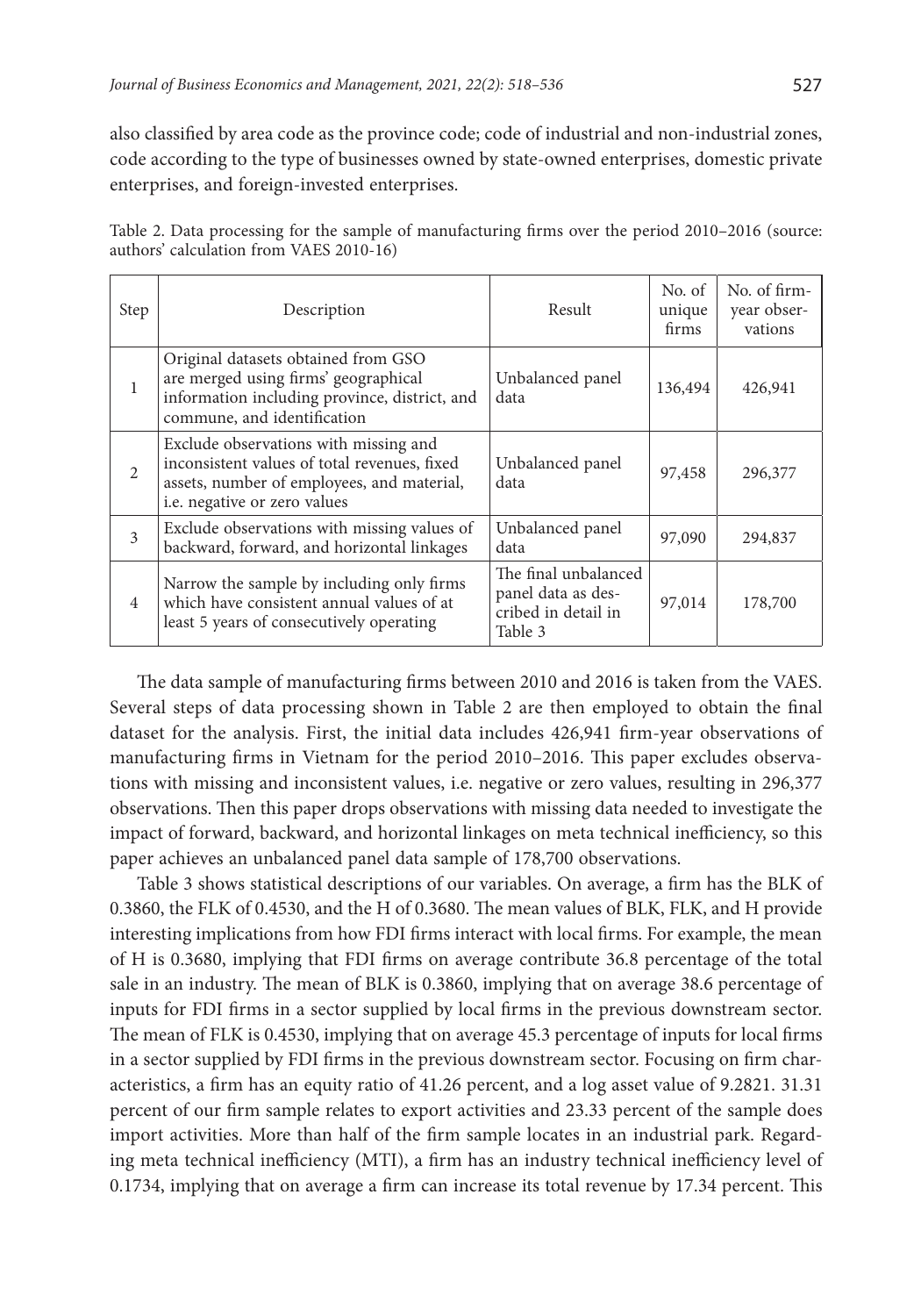also classified by area code as the province code; code of industrial and non-industrial zones, code according to the type of businesses owned by state-owned enterprises, domestic private enterprises, and foreign-invested enterprises.

Table 2. Data processing for the sample of manufacturing firms over the period 2010–2016 (source: authors' calculation from VAES 2010-16)

| Step | Description | Result | No. of unique firms | No. of firm-year observations |
|---|---|---|---|---|
| 1 | Original datasets obtained from GSO are merged using firms' geographical information including province, district, and commune, and identification | Unbalanced panel data | 136,494 | 426,941 |
| 2 | Exclude observations with missing and inconsistent values of total revenues, fixed assets, number of employees, and material, i.e. negative or zero values | Unbalanced panel data | 97,458 | 296,377 |
| 3 | Exclude observations with missing values of backward, forward, and horizontal linkages | Unbalanced panel data | 97,090 | 294,837 |
| 4 | Narrow the sample by including only firms which have consistent annual values of at least 5 years of consecutively operating | The final unbalanced panel data as described in detail in Table 3 | 97,014 | 178,700 |

The data sample of manufacturing firms between 2010 and 2016 is taken from the VAES. Several steps of data processing shown in Table 2 are then employed to obtain the final dataset for the analysis. First, the initial data includes 426,941 firm-year observations of manufacturing firms in Vietnam for the period 2010–2016. This paper excludes observations with missing and inconsistent values, i.e. negative or zero values, resulting in 296,377 observations. Then this paper drops observations with missing data needed to investigate the impact of forward, backward, and horizontal linkages on meta technical inefficiency, so this paper achieves an unbalanced panel data sample of 178,700 observations.

Table 3 shows statistical descriptions of our variables. On average, a firm has the BLK of 0.3860, the FLK of 0.4530, and the H of 0.3680. The mean values of BLK, FLK, and H provide interesting implications from how FDI firms interact with local firms. For example, the mean of H is 0.3680, implying that FDI firms on average contribute 36.8 percentage of the total sale in an industry. The mean of BLK is 0.3860, implying that on average 38.6 percentage of inputs for FDI firms in a sector supplied by local firms in the previous downstream sector. The mean of FLK is 0.4530, implying that on average 45.3 percentage of inputs for local firms in a sector supplied by FDI firms in the previous downstream sector. Focusing on firm characteristics, a firm has an equity ratio of 41.26 percent, and a log asset value of 9.2821. 31.31 percent of our firm sample relates to export activities and 23.33 percent of the sample does import activities. More than half of the firm sample locates in an industrial park. Regarding meta technical inefficiency (MTI), a firm has an industry technical inefficiency level of 0.1734, implying that on average a firm can increase its total revenue by 17.34 percent. This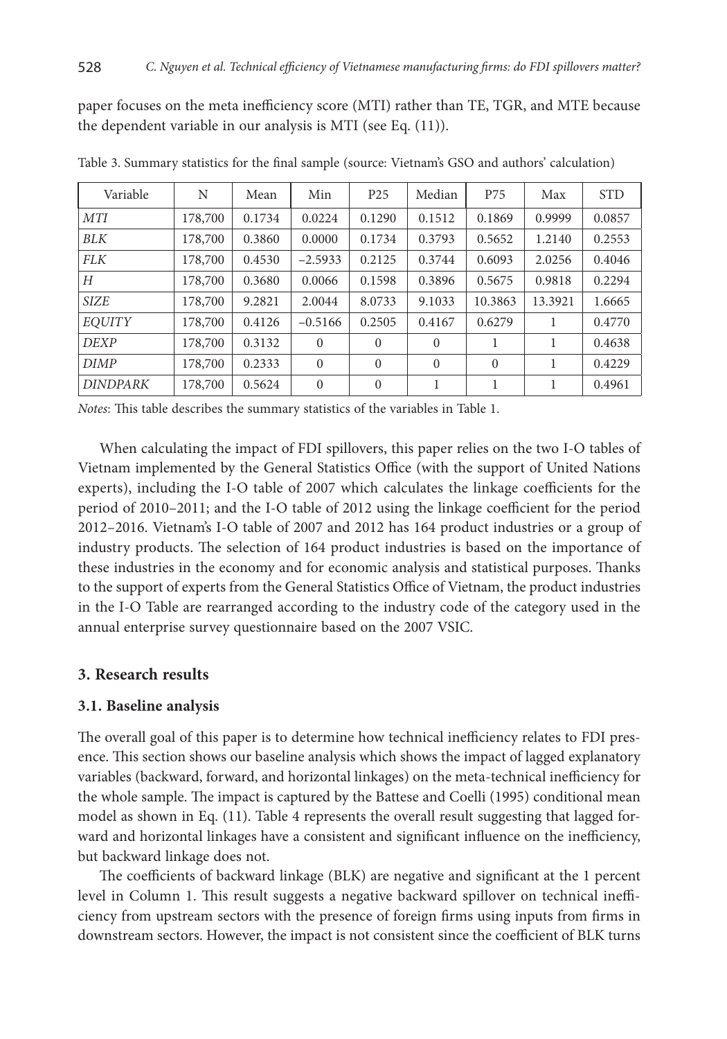paper focuses on the meta inefficiency score (MTI) rather than TE, TGR, and MTE because the dependent variable in our analysis is MTI (see Eq. (11)).

Table 3. Summary statistics for the final sample (source: Vietnam's GSO and authors' calculation)

| Variable | N | Mean | Min | P25 | Median | P75 | Max | STD |
|---|---|---|---|---|---|---|---|---|
| *MTI* | 178,700 | 0.1734 | 0.0224 | 0.1290 | 0.1512 | 0.1869 | 0.9999 | 0.0857 |
| *BLK* | 178,700 | 0.3860 | 0.0000 | 0.1734 | 0.3793 | 0.5652 | 1.2140 | 0.2553 |
| *FLK* | 178,700 | 0.4530 | −2.5933 | 0.2125 | 0.3744 | 0.6093 | 2.0256 | 0.4046 |
| *H* | 178,700 | 0.3680 | 0.0066 | 0.1598 | 0.3896 | 0.5675 | 0.9818 | 0.2294 |
| *SIZE* | 178,700 | 9.2821 | 2.0044 | 8.0733 | 9.1033 | 10.3863 | 13.3921 | 1.6665 |
| *EQUITY* | 178,700 | 0.4126 | −0.5166 | 0.2505 | 0.4167 | 0.6279 | 1 | 0.4770 |
| *DEXP* | 178,700 | 0.3132 | 0 | 0 | 0 | 1 | 1 | 0.4638 |
| *DIMP* | 178,700 | 0.2333 | 0 | 0 | 0 | 0 | 1 | 0.4229 |
| *DINDPARK* | 178,700 | 0.5624 | 0 | 0 | 1 | 1 | 1 | 0.4961 |

*Notes*: This table describes the summary statistics of the variables in Table 1.

When calculating the impact of FDI spillovers, this paper relies on the two I-O tables of Vietnam implemented by the General Statistics Office (with the support of United Nations experts), including the I-O table of 2007 which calculates the linkage coefficients for the period of 2010–2011; and the I-O table of 2012 using the linkage coefficient for the period 2012–2016. Vietnam's I-O table of 2007 and 2012 has 164 product industries or a group of industry products. The selection of 164 product industries is based on the importance of these industries in the economy and for economic analysis and statistical purposes. Thanks to the support of experts from the General Statistics Office of Vietnam, the product industries in the I-O Table are rearranged according to the industry code of the category used in the annual enterprise survey questionnaire based on the 2007 VSIC.

## 3. Research results

### 3.1. Baseline analysis

The overall goal of this paper is to determine how technical inefficiency relates to FDI presence. This section shows our baseline analysis which shows the impact of lagged explanatory variables (backward, forward, and horizontal linkages) on the meta-technical inefficiency for the whole sample. The impact is captured by the Battese and Coelli (1995) conditional mean model as shown in Eq. (11). Table 4 represents the overall result suggesting that lagged forward and horizontal linkages have a consistent and significant influence on the inefficiency, but backward linkage does not.

The coefficients of backward linkage (BLK) are negative and significant at the 1 percent level in Column 1. This result suggests a negative backward spillover on technical inefficiency from upstream sectors with the presence of foreign firms using inputs from firms in downstream sectors. However, the impact is not consistent since the coefficient of BLK turns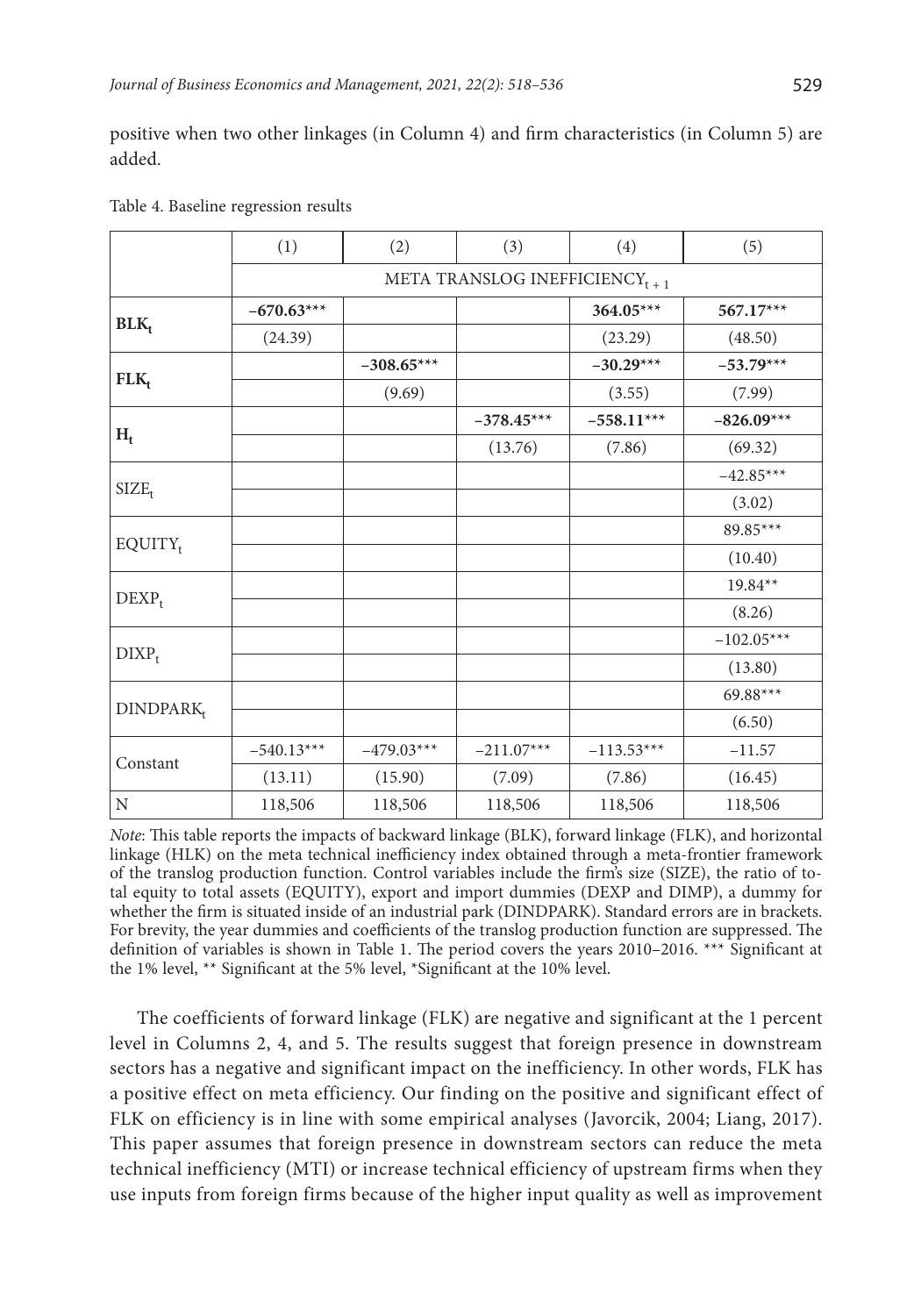positive when two other linkages (in Column 4) and firm characteristics (in Column 5) are added.

Table 4. Baseline regression results

| | (1) | (2) | (3) | (4) | (5) |
|---|---|---|---|---|---|
| | META TRANSLOG INEFFICIENCY$_{t+1}$ | | | | |
| **BLK$_t$** | −670.63*** | | | 364.05*** | 567.17*** |
| | (24.39) | | | (23.29) | (48.50) |
| **FLK$_t$** | | −308.65*** | | −30.29*** | −53.79*** |
| | | (9.69) | | (3.55) | (7.99) |
| **H$_t$** | | | −378.45*** | −558.11*** | −826.09*** |
| | | | (13.76) | (7.86) | (69.32) |
| SIZE$_t$ | | | | | −42.85*** |
| | | | | | (3.02) |
| EQUITY$_t$ | | | | | 89.85*** |
| | | | | | (10.40) |
| DEXP$_t$ | | | | | 19.84** |
| | | | | | (8.26) |
| DIXP$_t$ | | | | | −102.05*** |
| | | | | | (13.80) |
| DINDPARK$_t$ | | | | | 69.88*** |
| | | | | | (6.50) |
| Constant | −540.13*** | −479.03*** | −211.07*** | −113.53*** | −11.57 |
| | (13.11) | (15.90) | (7.09) | (7.86) | (16.45) |
| N | 118,506 | 118,506 | 118,506 | 118,506 | 118,506 |

*Note*: This table reports the impacts of backward linkage (BLK), forward linkage (FLK), and horizontal linkage (HLK) on the meta technical inefficiency index obtained through a meta-frontier framework of the translog production function. Control variables include the firm's size (SIZE), the ratio of total equity to total assets (EQUITY), export and import dummies (DEXP and DIMP), a dummy for whether the firm is situated inside of an industrial park (DINDPARK). Standard errors are in brackets. For brevity, the year dummies and coefficients of the translog production function are suppressed. The definition of variables is shown in Table 1. The period covers the years 2010–2016. *** Significant at the 1% level, ** Significant at the 5% level, *Significant at the 10% level.

The coefficients of forward linkage (FLK) are negative and significant at the 1 percent level in Columns 2, 4, and 5. The results suggest that foreign presence in downstream sectors has a negative and significant impact on the inefficiency. In other words, FLK has a positive effect on meta efficiency. Our finding on the positive and significant effect of FLK on efficiency is in line with some empirical analyses (Javorcik, 2004; Liang, 2017). This paper assumes that foreign presence in downstream sectors can reduce the meta technical inefficiency (MTI) or increase technical efficiency of upstream firms when they use inputs from foreign firms because of the higher input quality as well as improvement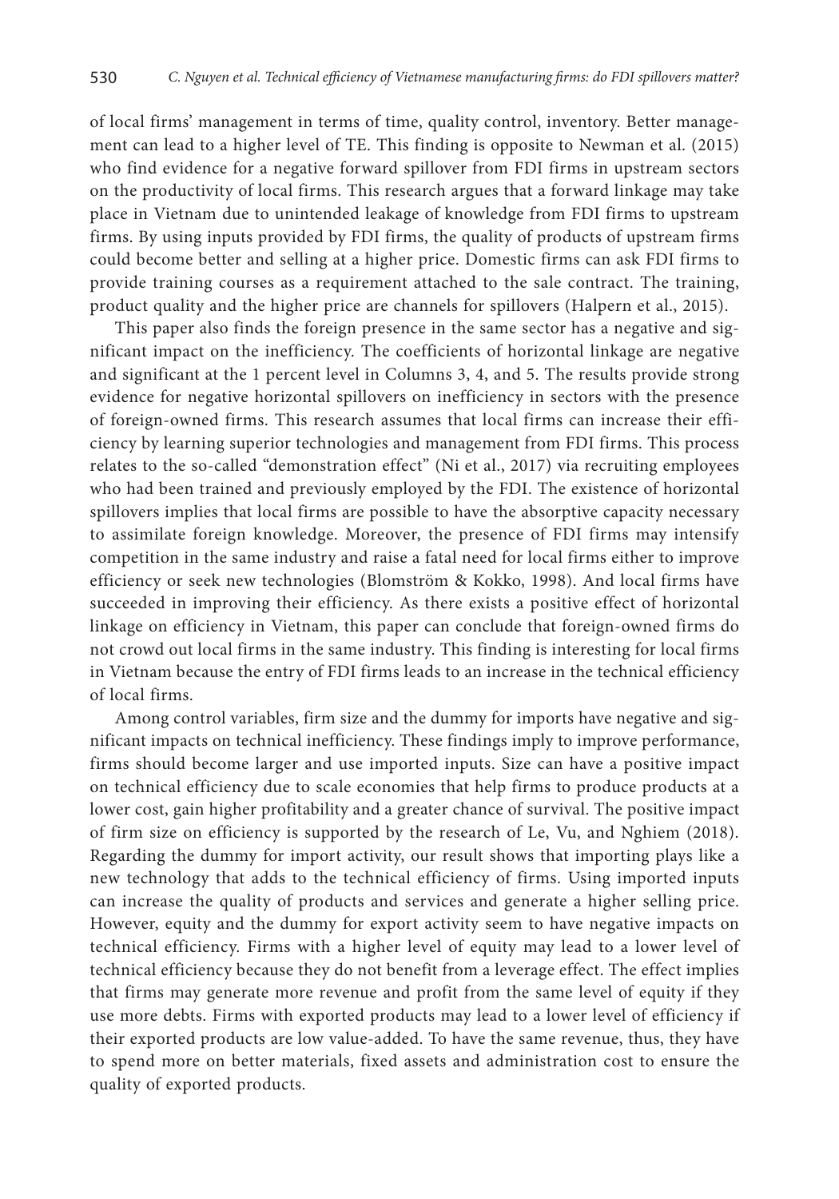of local firms' management in terms of time, quality control, inventory. Better management can lead to a higher level of TE. This finding is opposite to Newman et al. (2015) who find evidence for a negative forward spillover from FDI firms in upstream sectors on the productivity of local firms. This research argues that a forward linkage may take place in Vietnam due to unintended leakage of knowledge from FDI firms to upstream firms. By using inputs provided by FDI firms, the quality of products of upstream firms could become better and selling at a higher price. Domestic firms can ask FDI firms to provide training courses as a requirement attached to the sale contract. The training, product quality and the higher price are channels for spillovers (Halpern et al., 2015).

This paper also finds the foreign presence in the same sector has a negative and significant impact on the inefficiency. The coefficients of horizontal linkage are negative and significant at the 1 percent level in Columns 3, 4, and 5. The results provide strong evidence for negative horizontal spillovers on inefficiency in sectors with the presence of foreign-owned firms. This research assumes that local firms can increase their efficiency by learning superior technologies and management from FDI firms. This process relates to the so-called "demonstration effect" (Ni et al., 2017) via recruiting employees who had been trained and previously employed by the FDI. The existence of horizontal spillovers implies that local firms are possible to have the absorptive capacity necessary to assimilate foreign knowledge. Moreover, the presence of FDI firms may intensify competition in the same industry and raise a fatal need for local firms either to improve efficiency or seek new technologies (Blomström & Kokko, 1998). And local firms have succeeded in improving their efficiency. As there exists a positive effect of horizontal linkage on efficiency in Vietnam, this paper can conclude that foreign-owned firms do not crowd out local firms in the same industry. This finding is interesting for local firms in Vietnam because the entry of FDI firms leads to an increase in the technical efficiency of local firms.

Among control variables, firm size and the dummy for imports have negative and significant impacts on technical inefficiency. These findings imply to improve performance, firms should become larger and use imported inputs. Size can have a positive impact on technical efficiency due to scale economies that help firms to produce products at a lower cost, gain higher profitability and a greater chance of survival. The positive impact of firm size on efficiency is supported by the research of Le, Vu, and Nghiem (2018). Regarding the dummy for import activity, our result shows that importing plays like a new technology that adds to the technical efficiency of firms. Using imported inputs can increase the quality of products and services and generate a higher selling price. However, equity and the dummy for export activity seem to have negative impacts on technical efficiency. Firms with a higher level of equity may lead to a lower level of technical efficiency because they do not benefit from a leverage effect. The effect implies that firms may generate more revenue and profit from the same level of equity if they use more debts. Firms with exported products may lead to a lower level of efficiency if their exported products are low value-added. To have the same revenue, thus, they have to spend more on better materials, fixed assets and administration cost to ensure the quality of exported products.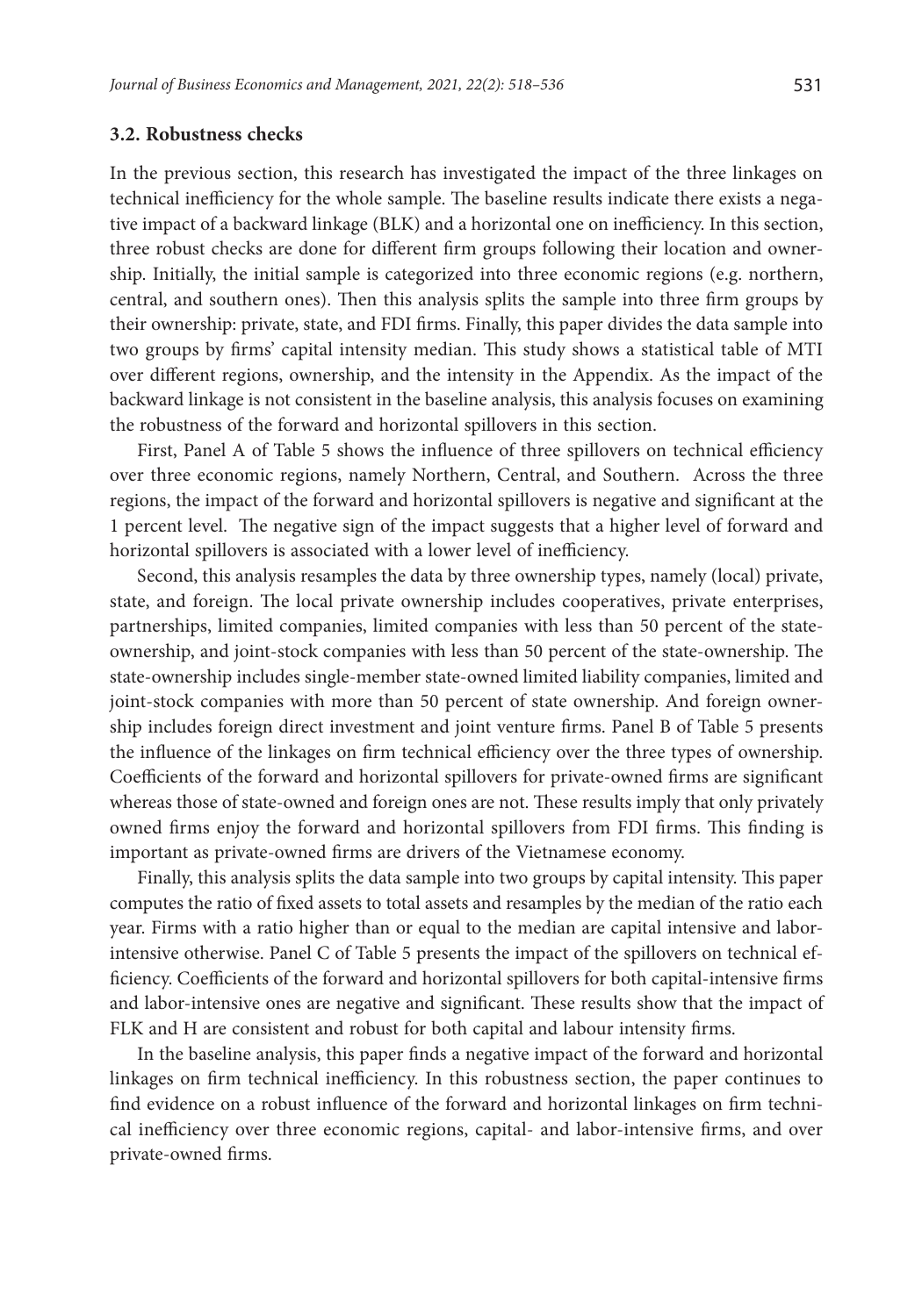### 3.2. Robustness checks

In the previous section, this research has investigated the impact of the three linkages on technical inefficiency for the whole sample. The baseline results indicate there exists a negative impact of a backward linkage (BLK) and a horizontal one on inefficiency. In this section, three robust checks are done for different firm groups following their location and ownership. Initially, the initial sample is categorized into three economic regions (e.g. northern, central, and southern ones). Then this analysis splits the sample into three firm groups by their ownership: private, state, and FDI firms. Finally, this paper divides the data sample into two groups by firms' capital intensity median. This study shows a statistical table of MTI over different regions, ownership, and the intensity in the Appendix. As the impact of the backward linkage is not consistent in the baseline analysis, this analysis focuses on examining the robustness of the forward and horizontal spillovers in this section.

First, Panel A of Table 5 shows the influence of three spillovers on technical efficiency over three economic regions, namely Northern, Central, and Southern. Across the three regions, the impact of the forward and horizontal spillovers is negative and significant at the 1 percent level. The negative sign of the impact suggests that a higher level of forward and horizontal spillovers is associated with a lower level of inefficiency.

Second, this analysis resamples the data by three ownership types, namely (local) private, state, and foreign. The local private ownership includes cooperatives, private enterprises, partnerships, limited companies, limited companies with less than 50 percent of the state-ownership, and joint-stock companies with less than 50 percent of the state-ownership. The state-ownership includes single-member state-owned limited liability companies, limited and joint-stock companies with more than 50 percent of state ownership. And foreign ownership includes foreign direct investment and joint venture firms. Panel B of Table 5 presents the influence of the linkages on firm technical efficiency over the three types of ownership. Coefficients of the forward and horizontal spillovers for private-owned firms are significant whereas those of state-owned and foreign ones are not. These results imply that only privately owned firms enjoy the forward and horizontal spillovers from FDI firms. This finding is important as private-owned firms are drivers of the Vietnamese economy.

Finally, this analysis splits the data sample into two groups by capital intensity. This paper computes the ratio of fixed assets to total assets and resamples by the median of the ratio each year. Firms with a ratio higher than or equal to the median are capital intensive and labor-intensive otherwise. Panel C of Table 5 presents the impact of the spillovers on technical efficiency. Coefficients of the forward and horizontal spillovers for both capital-intensive firms and labor-intensive ones are negative and significant. These results show that the impact of FLK and H are consistent and robust for both capital and labour intensity firms.

In the baseline analysis, this paper finds a negative impact of the forward and horizontal linkages on firm technical inefficiency. In this robustness section, the paper continues to find evidence on a robust influence of the forward and horizontal linkages on firm technical inefficiency over three economic regions, capital- and labor-intensive firms, and over private-owned firms.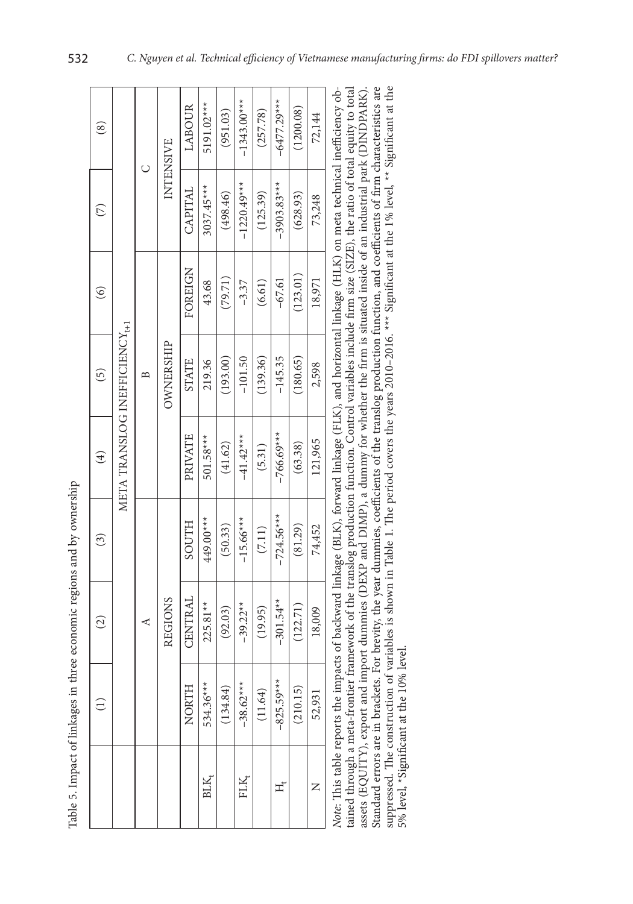Table 5. Impact of linkages in three economic regions and by ownership

| | (1) | (2) | (3) | (4) | (5) | (6) | (7) | (8) |
|---|---|---|---|---|---|---|---|---|
| | META TRANSLOG INEFFICIENCY$_{t+1}$ | | | | | | | |
| | A | | | B | | | C | |
| | REGIONS | | | OWNERSHIP | | | INTENSIVE | |
| | NORTH | CENTRAL | SOUTH | PRIVATE | STATE | FOREIGN | CAPITAL | LABOUR |
| $BLK_t$ | 534.36*** | 225.81** | 449.00*** | 501.58*** | 219.36 | 43.68 | 3037.45*** | 5191.02*** |
| | (134.84) | (92.03) | (50.33) | (41.62) | (193.00) | (79.71) | (498.46) | (951.03) |
| $FLK_t$ | –38.62*** | –39.22** | –15.66*** | –41.42*** | –101.50 | –3.37 | –1220.49*** | –1343.00*** |
| | (11.64) | (19.95) | (7.11) | (5.31) | (139.36) | (6.61) | (125.39) | (257.78) |
| $H_t$ | –825.59*** | –301.54** | –724.56*** | –766.69*** | –145.35 | –67.61 | –3903.83*** | –6477.29*** |
| | (210.15) | (122.71) | (81.29) | (63.38) | (180.65) | (123.01) | (628.93) | (1200.08) |
| N | 52,931 | 18,009 | 74,452 | 121,965 | 2,598 | 18,971 | 73,248 | 72,144 |

*Note*: This table reports the impacts of backward linkage (BLK), forward linkage (FLK), and horizontal linkage (HLK) on meta technical inefficiency obtained through a meta-frontier framework of the translog production function. Control variables include firm size (SIZE), the ratio of total equity to total assets (EQUITY), export and import dummies (DEXP and DIMP), a dummy for whether the firm is situated inside of an industrial park (DINDPARK). Standard errors are in brackets. For brevity, the year dummies, coefficients of the translog production function, and coefficients of firm characteristics are suppressed. The construction of variables is shown in Table 1. The period covers the years 2010–2016. *** Significant at the 1% level, ** Significant at the 5% level, *Significant at the 10% level.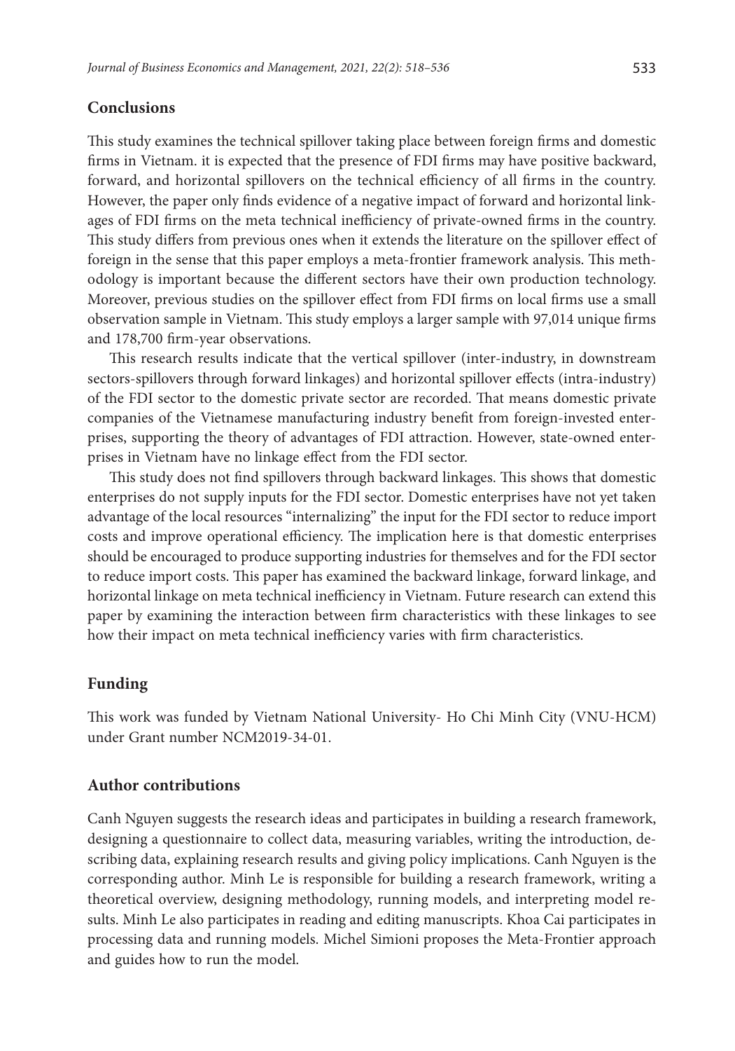## Conclusions

This study examines the technical spillover taking place between foreign firms and domestic firms in Vietnam. it is expected that the presence of FDI firms may have positive backward, forward, and horizontal spillovers on the technical efficiency of all firms in the country. However, the paper only finds evidence of a negative impact of forward and horizontal linkages of FDI firms on the meta technical inefficiency of private-owned firms in the country. This study differs from previous ones when it extends the literature on the spillover effect of foreign in the sense that this paper employs a meta-frontier framework analysis. This methodology is important because the different sectors have their own production technology. Moreover, previous studies on the spillover effect from FDI firms on local firms use a small observation sample in Vietnam. This study employs a larger sample with 97,014 unique firms and 178,700 firm-year observations.

This research results indicate that the vertical spillover (inter-industry, in downstream sectors-spillovers through forward linkages) and horizontal spillover effects (intra-industry) of the FDI sector to the domestic private sector are recorded. That means domestic private companies of the Vietnamese manufacturing industry benefit from foreign-invested enterprises, supporting the theory of advantages of FDI attraction. However, state-owned enterprises in Vietnam have no linkage effect from the FDI sector.

This study does not find spillovers through backward linkages. This shows that domestic enterprises do not supply inputs for the FDI sector. Domestic enterprises have not yet taken advantage of the local resources "internalizing" the input for the FDI sector to reduce import costs and improve operational efficiency. The implication here is that domestic enterprises should be encouraged to produce supporting industries for themselves and for the FDI sector to reduce import costs. This paper has examined the backward linkage, forward linkage, and horizontal linkage on meta technical inefficiency in Vietnam. Future research can extend this paper by examining the interaction between firm characteristics with these linkages to see how their impact on meta technical inefficiency varies with firm characteristics.

## Funding

This work was funded by Vietnam National University- Ho Chi Minh City (VNU-HCM) under Grant number NCM2019-34-01.

## Author contributions

Canh Nguyen suggests the research ideas and participates in building a research framework, designing a questionnaire to collect data, measuring variables, writing the introduction, describing data, explaining research results and giving policy implications. Canh Nguyen is the corresponding author. Minh Le is responsible for building a research framework, writing a theoretical overview, designing methodology, running models, and interpreting model results. Minh Le also participates in reading and editing manuscripts. Khoa Cai participates in processing data and running models. Michel Simioni proposes the Meta-Frontier approach and guides how to run the model.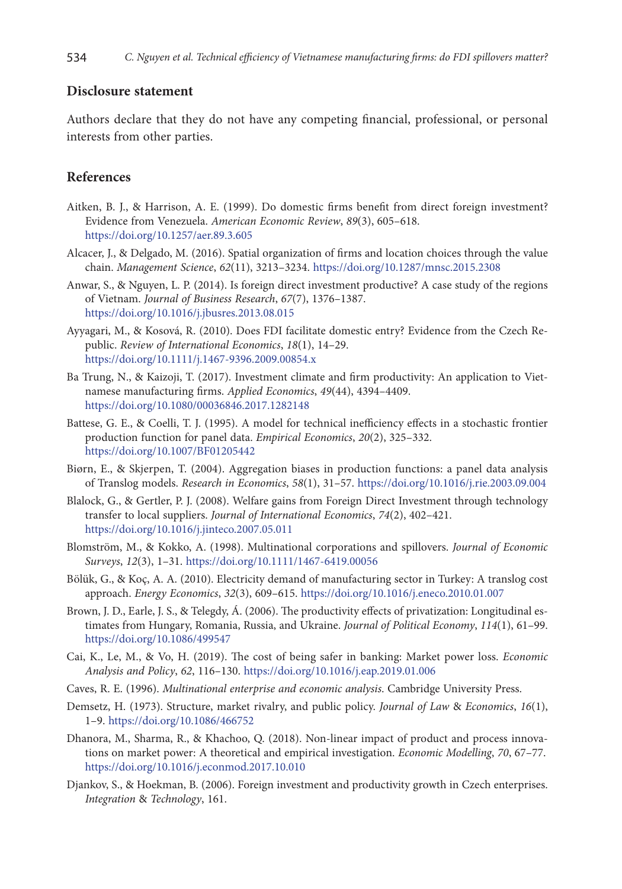## Disclosure statement

Authors declare that they do not have any competing financial, professional, or personal interests from other parties.

## References

Aitken, B. J., & Harrison, A. E. (1999). Do domestic firms benefit from direct foreign investment? Evidence from Venezuela. *American Economic Review*, *89*(3), 605–618. https://doi.org/10.1257/aer.89.3.605

Alcacer, J., & Delgado, M. (2016). Spatial organization of firms and location choices through the value chain. *Management Science*, *62*(11), 3213–3234. https://doi.org/10.1287/mnsc.2015.2308

Anwar, S., & Nguyen, L. P. (2014). Is foreign direct investment productive? A case study of the regions of Vietnam. *Journal of Business Research*, *67*(7), 1376–1387. https://doi.org/10.1016/j.jbusres.2013.08.015

Ayyagari, M., & Kosová, R. (2010). Does FDI facilitate domestic entry? Evidence from the Czech Republic. *Review of International Economics*, *18*(1), 14–29. https://doi.org/10.1111/j.1467-9396.2009.00854.x

Ba Trung, N., & Kaizoji, T. (2017). Investment climate and firm productivity: An application to Vietnamese manufacturing firms. *Applied Economics*, *49*(44), 4394–4409. https://doi.org/10.1080/00036846.2017.1282148

Battese, G. E., & Coelli, T. J. (1995). A model for technical inefficiency effects in a stochastic frontier production function for panel data. *Empirical Economics*, *20*(2), 325–332. https://doi.org/10.1007/BF01205442

Biørn, E., & Skjerpen, T. (2004). Aggregation biases in production functions: a panel data analysis of Translog models. *Research in Economics*, *58*(1), 31–57. https://doi.org/10.1016/j.rie.2003.09.004

Blalock, G., & Gertler, P. J. (2008). Welfare gains from Foreign Direct Investment through technology transfer to local suppliers. *Journal of International Economics*, *74*(2), 402–421. https://doi.org/10.1016/j.jinteco.2007.05.011

Blomström, M., & Kokko, A. (1998). Multinational corporations and spillovers. *Journal of Economic Surveys*, *12*(3), 1–31. https://doi.org/10.1111/1467-6419.00056

Bölük, G., & Koç, A. A. (2010). Electricity demand of manufacturing sector in Turkey: A translog cost approach. *Energy Economics*, *32*(3), 609–615. https://doi.org/10.1016/j.eneco.2010.01.007

Brown, J. D., Earle, J. S., & Telegdy, Á. (2006). The productivity effects of privatization: Longitudinal estimates from Hungary, Romania, Russia, and Ukraine. *Journal of Political Economy*, *114*(1), 61–99. https://doi.org/10.1086/499547

Cai, K., Le, M., & Vo, H. (2019). The cost of being safer in banking: Market power loss. *Economic Analysis and Policy*, *62*, 116–130. https://doi.org/10.1016/j.eap.2019.01.006

Caves, R. E. (1996). *Multinational enterprise and economic analysis*. Cambridge University Press.

Demsetz, H. (1973). Structure, market rivalry, and public policy. *Journal of Law & Economics*, *16*(1), 1–9. https://doi.org/10.1086/466752

Dhanora, M., Sharma, R., & Khachoo, Q. (2018). Non-linear impact of product and process innovations on market power: A theoretical and empirical investigation. *Economic Modelling*, *70*, 67–77. https://doi.org/10.1016/j.econmod.2017.10.010

Djankov, S., & Hoekman, B. (2006). Foreign investment and productivity growth in Czech enterprises. *Integration & Technology*, 161.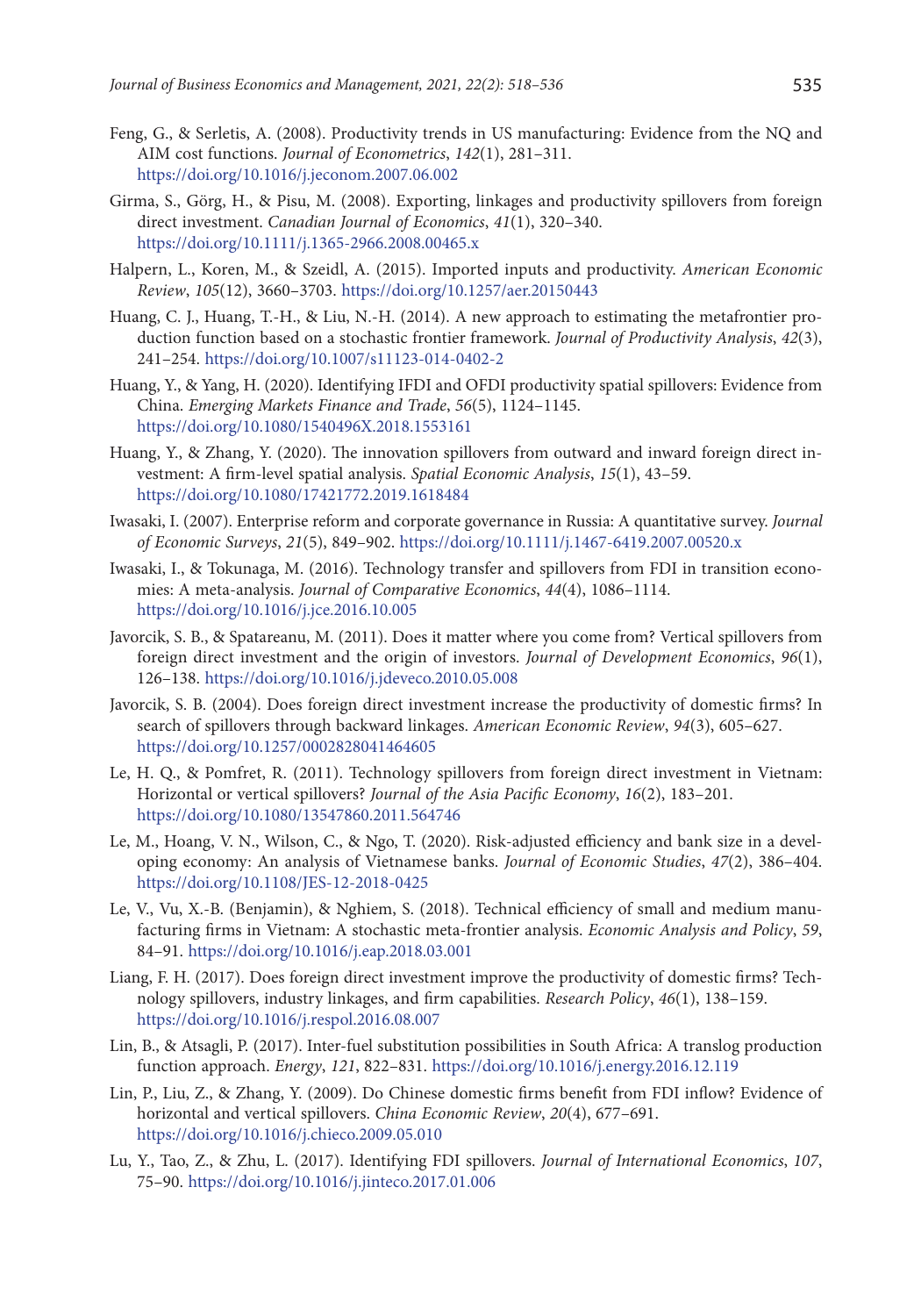Feng, G., & Serletis, A. (2008). Productivity trends in US manufacturing: Evidence from the NQ and AIM cost functions. *Journal of Econometrics*, *142*(1), 281–311. https://doi.org/10.1016/j.jeconom.2007.06.002

Girma, S., Görg, H., & Pisu, M. (2008). Exporting, linkages and productivity spillovers from foreign direct investment. *Canadian Journal of Economics*, *41*(1), 320–340. https://doi.org/10.1111/j.1365-2966.2008.00465.x

Halpern, L., Koren, M., & Szeidl, A. (2015). Imported inputs and productivity. *American Economic Review*, *105*(12), 3660–3703. https://doi.org/10.1257/aer.20150443

Huang, C. J., Huang, T.-H., & Liu, N.-H. (2014). A new approach to estimating the metafrontier production function based on a stochastic frontier framework. *Journal of Productivity Analysis*, *42*(3), 241–254. https://doi.org/10.1007/s11123-014-0402-2

Huang, Y., & Yang, H. (2020). Identifying IFDI and OFDI productivity spatial spillovers: Evidence from China. *Emerging Markets Finance and Trade*, *56*(5), 1124–1145. https://doi.org/10.1080/1540496X.2018.1553161

Huang, Y., & Zhang, Y. (2020). The innovation spillovers from outward and inward foreign direct investment: A firm-level spatial analysis. *Spatial Economic Analysis*, *15*(1), 43–59. https://doi.org/10.1080/17421772.2019.1618484

Iwasaki, I. (2007). Enterprise reform and corporate governance in Russia: A quantitative survey. *Journal of Economic Surveys*, *21*(5), 849–902. https://doi.org/10.1111/j.1467-6419.2007.00520.x

Iwasaki, I., & Tokunaga, M. (2016). Technology transfer and spillovers from FDI in transition economies: A meta-analysis. *Journal of Comparative Economics*, *44*(4), 1086–1114. https://doi.org/10.1016/j.jce.2016.10.005

Javorcik, S. B., & Spatareanu, M. (2011). Does it matter where you come from? Vertical spillovers from foreign direct investment and the origin of investors. *Journal of Development Economics*, *96*(1), 126–138. https://doi.org/10.1016/j.jdeveco.2010.05.008

Javorcik, S. B. (2004). Does foreign direct investment increase the productivity of domestic firms? In search of spillovers through backward linkages. *American Economic Review*, *94*(3), 605–627. https://doi.org/10.1257/0002828041464605

Le, H. Q., & Pomfret, R. (2011). Technology spillovers from foreign direct investment in Vietnam: Horizontal or vertical spillovers? *Journal of the Asia Pacific Economy*, *16*(2), 183–201. https://doi.org/10.1080/13547860.2011.564746

Le, M., Hoang, V. N., Wilson, C., & Ngo, T. (2020). Risk-adjusted efficiency and bank size in a developing economy: An analysis of Vietnamese banks. *Journal of Economic Studies*, *47*(2), 386–404. https://doi.org/10.1108/JES-12-2018-0425

Le, V., Vu, X.-B. (Benjamin), & Nghiem, S. (2018). Technical efficiency of small and medium manufacturing firms in Vietnam: A stochastic meta-frontier analysis. *Economic Analysis and Policy*, *59*, 84–91. https://doi.org/10.1016/j.eap.2018.03.001

Liang, F. H. (2017). Does foreign direct investment improve the productivity of domestic firms? Technology spillovers, industry linkages, and firm capabilities. *Research Policy*, *46*(1), 138–159. https://doi.org/10.1016/j.respol.2016.08.007

Lin, B., & Atsagli, P. (2017). Inter-fuel substitution possibilities in South Africa: A translog production function approach. *Energy*, *121*, 822–831. https://doi.org/10.1016/j.energy.2016.12.119

Lin, P., Liu, Z., & Zhang, Y. (2009). Do Chinese domestic firms benefit from FDI inflow? Evidence of horizontal and vertical spillovers. *China Economic Review*, *20*(4), 677–691. https://doi.org/10.1016/j.chieco.2009.05.010

Lu, Y., Tao, Z., & Zhu, L. (2017). Identifying FDI spillovers. *Journal of International Economics*, *107*, 75–90. https://doi.org/10.1016/j.jinteco.2017.01.006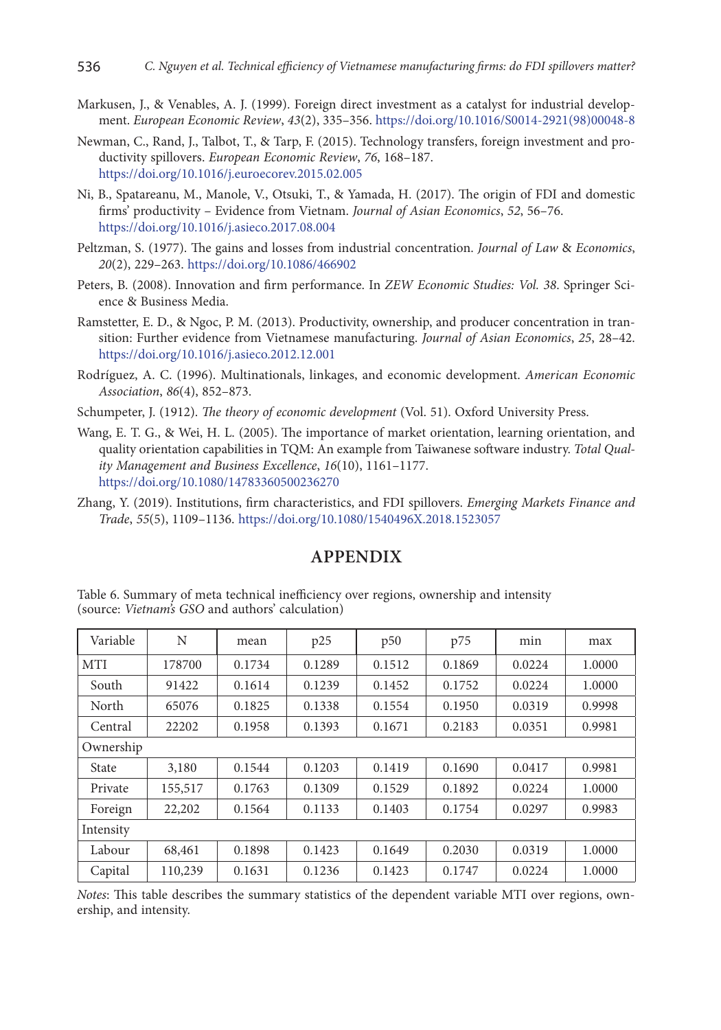Markusen, J., & Venables, A. J. (1999). Foreign direct investment as a catalyst for industrial development. *European Economic Review*, *43*(2), 335–356. https://doi.org/10.1016/S0014-2921(98)00048-8

Newman, C., Rand, J., Talbot, T., & Tarp, F. (2015). Technology transfers, foreign investment and productivity spillovers. *European Economic Review*, *76*, 168–187. https://doi.org/10.1016/j.euroecorev.2015.02.005

Ni, B., Spatareanu, M., Manole, V., Otsuki, T., & Yamada, H. (2017). The origin of FDI and domestic firms' productivity – Evidence from Vietnam. *Journal of Asian Economics*, *52*, 56–76. https://doi.org/10.1016/j.asieco.2017.08.004

Peltzman, S. (1977). The gains and losses from industrial concentration. *Journal of Law & Economics*, *20*(2), 229–263. https://doi.org/10.1086/466902

Peters, B. (2008). Innovation and firm performance. In *ZEW Economic Studies: Vol. 38*. Springer Science & Business Media.

Ramstetter, E. D., & Ngoc, P. M. (2013). Productivity, ownership, and producer concentration in transition: Further evidence from Vietnamese manufacturing. *Journal of Asian Economics*, *25*, 28–42. https://doi.org/10.1016/j.asieco.2012.12.001

Rodríguez, A. C. (1996). Multinationals, linkages, and economic development. *American Economic Association*, *86*(4), 852–873.

Schumpeter, J. (1912). *The theory of economic development* (Vol. 51). Oxford University Press.

Wang, E. T. G., & Wei, H. L. (2005). The importance of market orientation, learning orientation, and quality orientation capabilities in TQM: An example from Taiwanese software industry. *Total Quality Management and Business Excellence*, *16*(10), 1161–1177. https://doi.org/10.1080/14783360500236270

Zhang, Y. (2019). Institutions, firm characteristics, and FDI spillovers. *Emerging Markets Finance and Trade*, *55*(5), 1109–1136. https://doi.org/10.1080/1540496X.2018.1523057

## APPENDIX

Table 6. Summary of meta technical inefficiency over regions, ownership and intensity (source: *Vietnam's GSO* and authors' calculation)

| Variable | N | mean | p25 | p50 | p75 | min | max |
|---|---|---|---|---|---|---|---|
| MTI | 178700 | 0.1734 | 0.1289 | 0.1512 | 0.1869 | 0.0224 | 1.0000 |
| South | 91422 | 0.1614 | 0.1239 | 0.1452 | 0.1752 | 0.0224 | 1.0000 |
| North | 65076 | 0.1825 | 0.1338 | 0.1554 | 0.1950 | 0.0319 | 0.9998 |
| Central | 22202 | 0.1958 | 0.1393 | 0.1671 | 0.2183 | 0.0351 | 0.9981 |
| Ownership | | | | | | | |
| State | 3,180 | 0.1544 | 0.1203 | 0.1419 | 0.1690 | 0.0417 | 0.9981 |
| Private | 155,517 | 0.1763 | 0.1309 | 0.1529 | 0.1892 | 0.0224 | 1.0000 |
| Foreign | 22,202 | 0.1564 | 0.1133 | 0.1403 | 0.1754 | 0.0297 | 0.9983 |
| Intensity | | | | | | | |
| Labour | 68,461 | 0.1898 | 0.1423 | 0.1649 | 0.2030 | 0.0319 | 1.0000 |
| Capital | 110,239 | 0.1631 | 0.1236 | 0.1423 | 0.1747 | 0.0224 | 1.0000 |

*Notes*: This table describes the summary statistics of the dependent variable MTI over regions, ownership, and intensity.